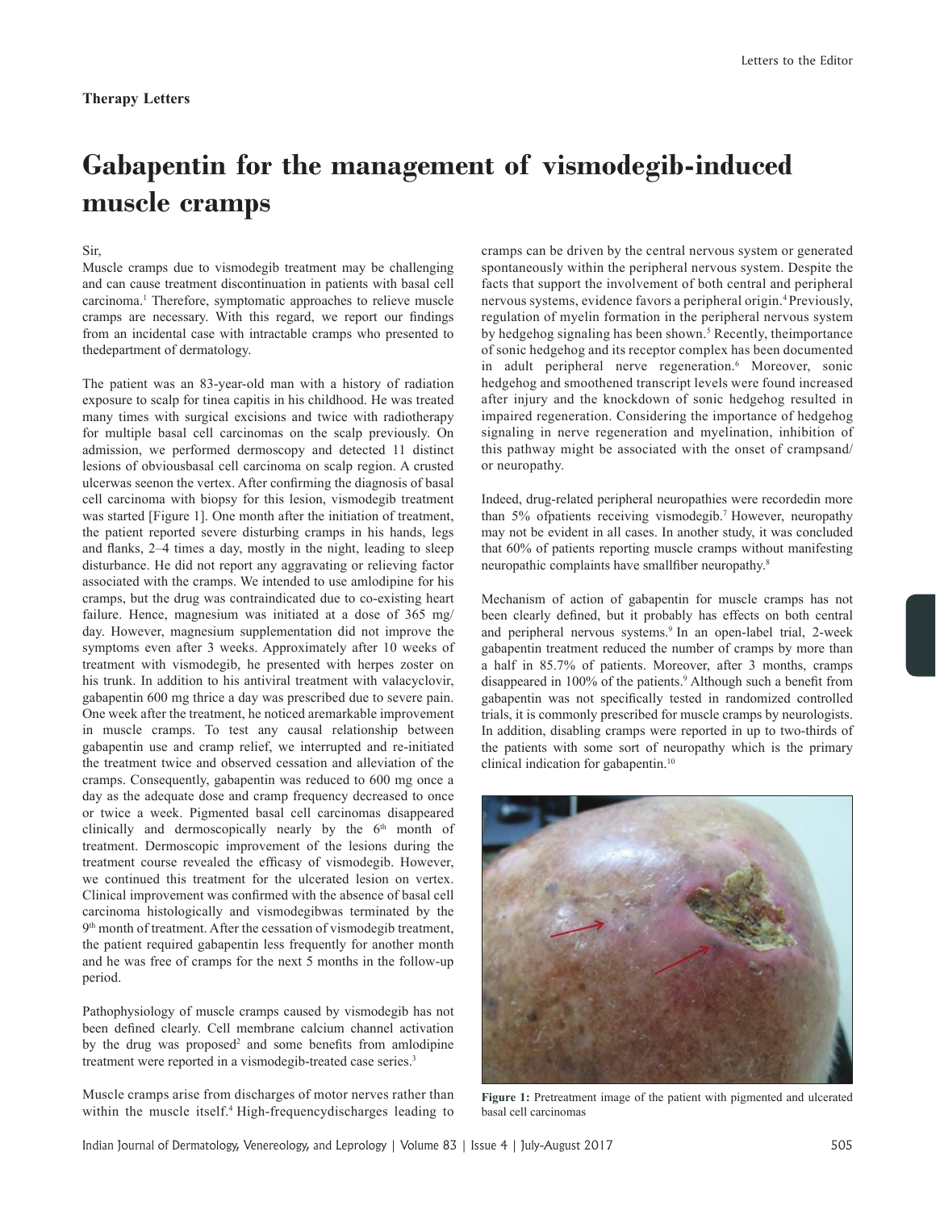**Therapy Letters**

# Gabapentin for the management of vismodegib-induced muscle cramps

Sir,

Muscle cramps due to vismodegib treatment may be challenging and can cause treatment discontinuation in patients with basal cell carcinoma.[1] Therefore, symptomatic approaches to relieve muscle cramps are necessary. With this regard, we report our findings from an incidental case with intractable cramps who presented to thedepartment of dermatology.

The patient was an 83-year-old man with a history of radiation exposure to scalp for tinea capitis in his childhood. He was treated many times with surgical excisions and twice with radiotherapy for multiple basal cell carcinomas on the scalp previously. On admission, we performed dermoscopy and detected 11 distinct lesions of obviousbasal cell carcinoma on scalp region. A crusted ulcerwas seenon the vertex. After confirming the diagnosis of basal cell carcinoma with biopsy for this lesion, vismodegib treatment was started [Figure 1]. One month after the initiation of treatment, the patient reported severe disturbing cramps in his hands, legs and flanks, 2–4 times a day, mostly in the night, leading to sleep disturbance. He did not report any aggravating or relieving factor associated with the cramps. We intended to use amlodipine for his cramps, but the drug was contraindicated due to co-existing heart failure. Hence, magnesium was initiated at a dose of 365 mg/day. However, magnesium supplementation did not improve the symptoms even after 3 weeks. Approximately after 10 weeks of treatment with vismodegib, he presented with herpes zoster on his trunk. In addition to his antiviral treatment with valacyclovir, gabapentin 600 mg thrice a day was prescribed due to severe pain. One week after the treatment, he noticed aremarkable improvement in muscle cramps. To test any causal relationship between gabapentin use and cramp relief, we interrupted and re-initiated the treatment twice and observed cessation and alleviation of the cramps. Consequently, gabapentin was reduced to 600 mg once a day as the adequate dose and cramp frequency decreased to once or twice a week. Pigmented basal cell carcinomas disappeared clinically and dermoscopically nearly by the 6th month of treatment. Dermoscopic improvement of the lesions during the treatment course revealed the efficacy of vismodegib. However, we continued this treatment for the ulcerated lesion on vertex. Clinical improvement was confirmed with the absence of basal cell carcinoma histologically and vismodegibwas terminated by the 9th month of treatment. After the cessation of vismodegib treatment, the patient required gabapentin less frequently for another month and he was free of cramps for the next 5 months in the follow-up period.

Pathophysiology of muscle cramps caused by vismodegib has not been defined clearly. Cell membrane calcium channel activation by the drug was proposed[2] and some benefits from amlodipine treatment were reported in a vismodegib-treated case series.[3]

Muscle cramps arise from discharges of motor nerves rather than within the muscle itself.[4] High-frequencydischarges leading to cramps can be driven by the central nervous system or generated spontaneously within the peripheral nervous system. Despite the facts that support the involvement of both central and peripheral nervous systems, evidence favors a peripheral origin.[4] Previously, regulation of myelin formation in the peripheral nervous system by hedgehog signaling has been shown.[5] Recently, theimportance of sonic hedgehog and its receptor complex has been documented in adult peripheral nerve regeneration.[6] Moreover, sonic hedgehog and smoothened transcript levels were found increased after injury and the knockdown of sonic hedgehog resulted in impaired regeneration. Considering the importance of hedgehog signaling in nerve regeneration and myelination, inhibition of this pathway might be associated with the onset of crampsand/or neuropathy.

Indeed, drug-related peripheral neuropathies were recordedin more than 5% ofpatients receiving vismodegib.[7] However, neuropathy may not be evident in all cases. In another study, it was concluded that 60% of patients reporting muscle cramps without manifesting neuropathic complaints have smallfiber neuropathy.[8]

Mechanism of action of gabapentin for muscle cramps has not been clearly defined, but it probably has effects on both central and peripheral nervous systems.[9] In an open-label trial, 2-week gabapentin treatment reduced the number of cramps by more than a half in 85.7% of patients. Moreover, after 3 months, cramps disappeared in 100% of the patients.[9] Although such a benefit from gabapentin was not specifically tested in randomized controlled trials, it is commonly prescribed for muscle cramps by neurologists. In addition, disabling cramps were reported in up to two-thirds of the patients with some sort of neuropathy which is the primary clinical indication for gabapentin.[10]

**Figure 1:** Pretreatment image of the patient with pigmented and ulcerated basal cell carcinomas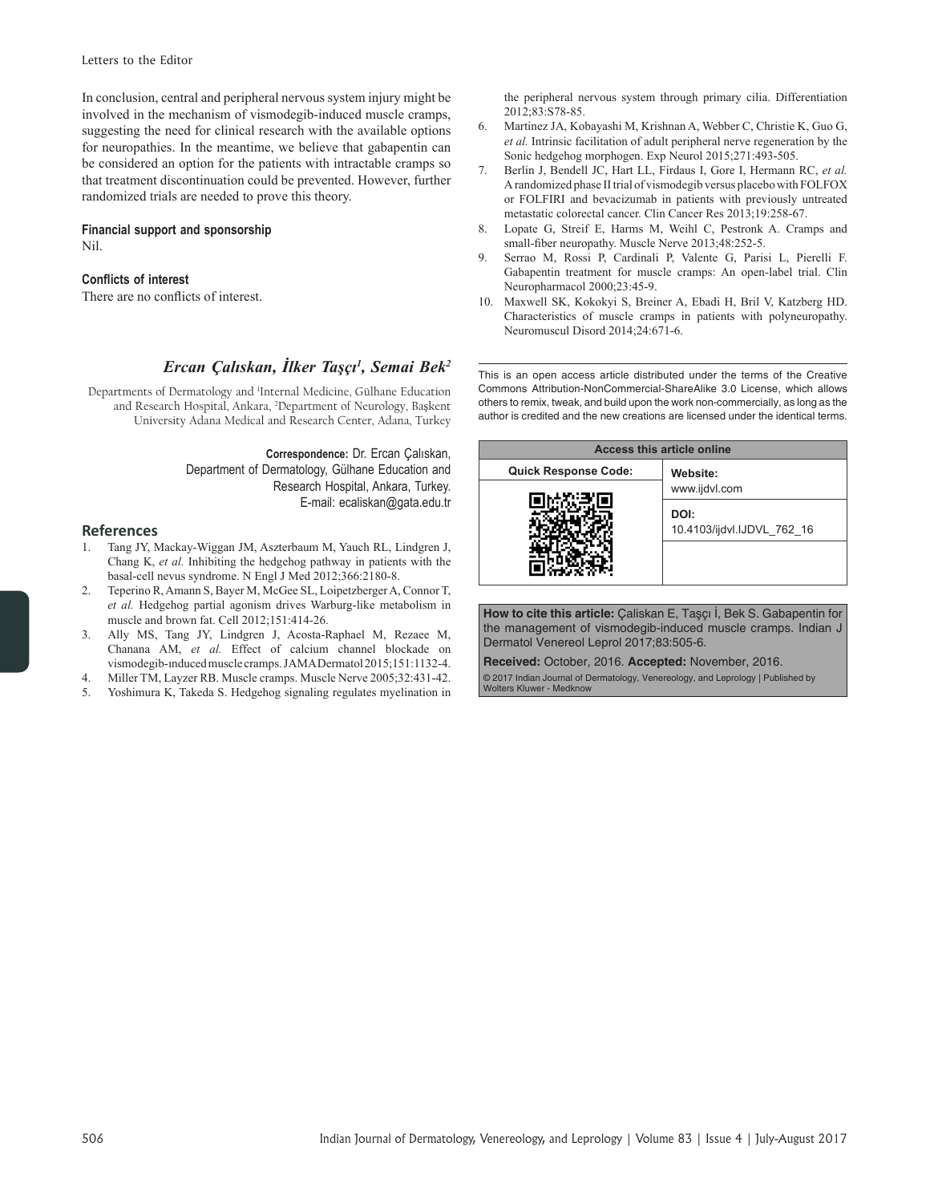In conclusion, central and peripheral nervous system injury might be involved in the mechanism of vismodegib-induced muscle cramps, suggesting the need for clinical research with the available options for neuropathies. In the meantime, we believe that gabapentin can be considered an option for the patients with intractable cramps so that treatment discontinuation could be prevented. However, further randomized trials are needed to prove this theory.

**Financial support and sponsorship**

Nil.

**Conflicts of interest**

There are no conflicts of interest.

***Ercan Çalıskan, İlker Taşçı[1], Semai Bek[2]***

Departments of Dermatology and [1]Internal Medicine, Gülhane Education and Research Hospital, Ankara, [2]Department of Neurology, Başkent University Adana Medical and Research Center, Adana, Turkey

**Correspondence:** Dr. Ercan Çalıskan, Department of Dermatology, Gülhane Education and Research Hospital, Ankara, Turkey. E-mail: ecaliskan@gata.edu.tr

## References

1. Tang JY, Mackay-Wiggan JM, Aszterbaum M, Yauch RL, Lindgren J, Chang K, *et al.* Inhibiting the hedgehog pathway in patients with the basal-cell nevus syndrome. N Engl J Med 2012;366:2180-8.
2. Teperino R, Amann S, Bayer M, McGee SL, Loipetzberger A, Connor T, *et al.* Hedgehog partial agonism drives Warburg-like metabolism in muscle and brown fat. Cell 2012;151:414-26.
3. Ally MS, Tang JY, Lindgren J, Acosta-Raphael M, Rezaee M, Chanana AM, *et al.* Effect of calcium channel blockade on vismodegib-induced muscle cramps. JAMA Dermatol 2015;151:1132-4.
4. Miller TM, Layzer RB. Muscle cramps. Muscle Nerve 2005;32:431-42.
5. Yoshimura K, Takeda S. Hedgehog signaling regulates myelination in the peripheral nervous system through primary cilia. Differentiation 2012;83:S78-85.
6. Martinez JA, Kobayashi M, Krishnan A, Webber C, Christie K, Guo G, *et al.* Intrinsic facilitation of adult peripheral nerve regeneration by the Sonic hedgehog morphogen. Exp Neurol 2015;271:493-505.
7. Berlin J, Bendell JC, Hart LL, Firdaus I, Gore I, Hermann RC, *et al.* A randomized phase II trial of vismodegib versus placebo with FOLFOX or FOLFIRI and bevacizumab in patients with previously untreated metastatic colorectal cancer. Clin Cancer Res 2013;19:258-67.
8. Lopate G, Streif E, Harms M, Weihl C, Pestronk A. Cramps and small-fiber neuropathy. Muscle Nerve 2013;48:252-5.
9. Serrao M, Rossi P, Cardinali P, Valente G, Parisi L, Pierelli F. Gabapentin treatment for muscle cramps: An open-label trial. Clin Neuropharmacol 2000;23:45-9.
10. Maxwell SK, Kokokyi S, Breiner A, Ebadi H, Bril V, Katzberg HD. Characteristics of muscle cramps in patients with polyneuropathy. Neuromuscul Disord 2014;24:671-6.

This is an open access article distributed under the terms of the Creative Commons Attribution-NonCommercial-ShareAlike 3.0 License, which allows others to remix, tweak, and build upon the work non-commercially, as long as the author is credited and the new creations are licensed under the identical terms.

| Access this article online | |
|---|---|
| Quick Response Code: | Website: www.ijdvl.com |
| | DOI: 10.4103/ijdvl.IJDVL_762_16 |

**How to cite this article:** Çaliskan E, Taşçı İ, Bek S. Gabapentin for the management of vismodegib-induced muscle cramps. Indian J Dermatol Venereol Leprol 2017;83:505-6.

**Received:** October, 2016. **Accepted:** November, 2016.

© 2017 Indian Journal of Dermatology, Venereology, and Leprology | Published by Wolters Kluwer - Medknow